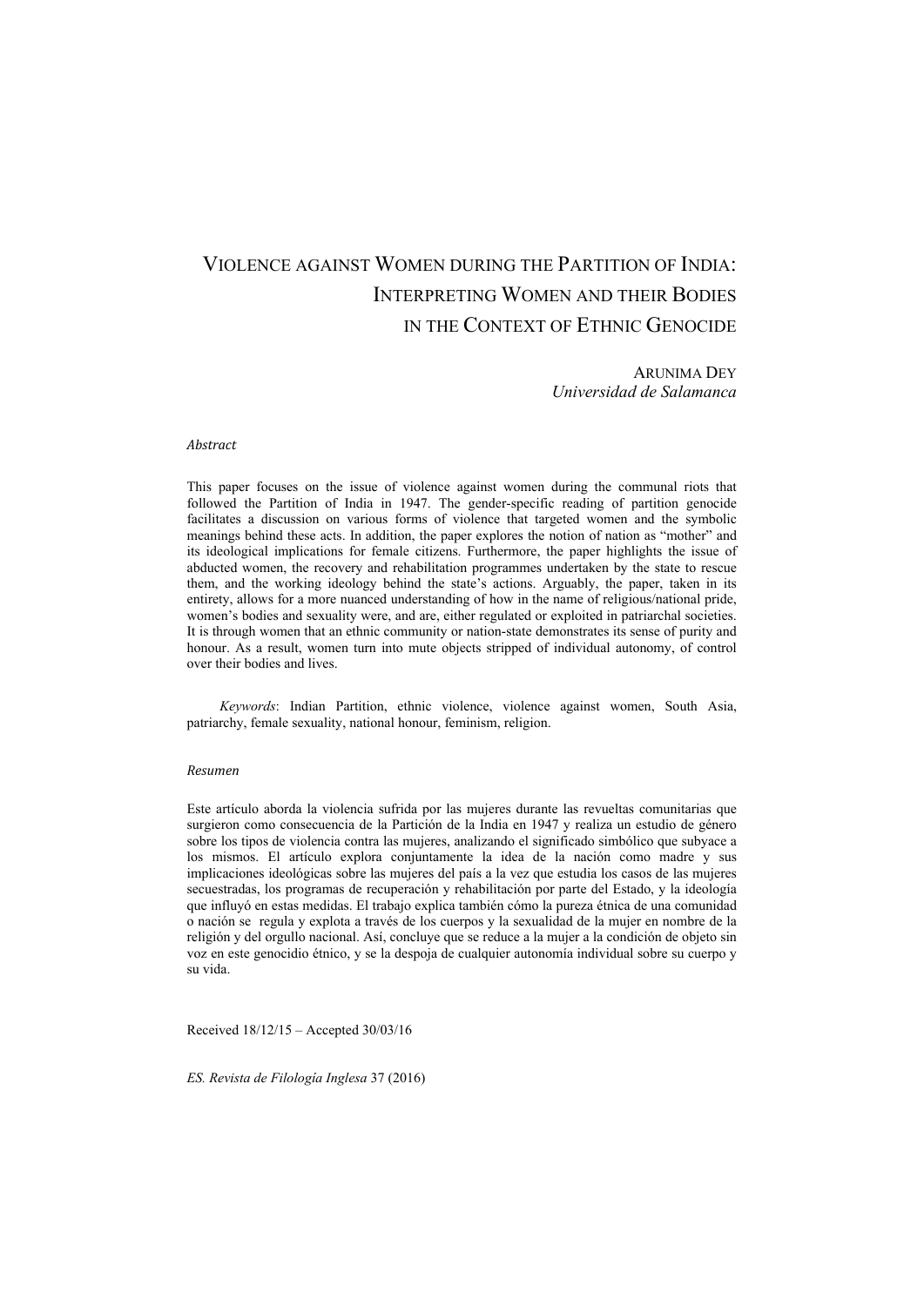# Violence against Women during the Partition of India: Interpreting Women and their Bodies in the Context of Ethnic Genocide

Arunima Dey
*Universidad de Salamanca*

*Abstract*

This paper focuses on the issue of violence against women during the communal riots that followed the Partition of India in 1947. The gender-specific reading of partition genocide facilitates a discussion on various forms of violence that targeted women and the symbolic meanings behind these acts. In addition, the paper explores the notion of nation as "mother" and its ideological implications for female citizens. Furthermore, the paper highlights the issue of abducted women, the recovery and rehabilitation programmes undertaken by the state to rescue them, and the working ideology behind the state's actions. Arguably, the paper, taken in its entirety, allows for a more nuanced understanding of how in the name of religious/national pride, women's bodies and sexuality were, and are, either regulated or exploited in patriarchal societies. It is through women that an ethnic community or nation-state demonstrates its sense of purity and honour. As a result, women turn into mute objects stripped of individual autonomy, of control over their bodies and lives.

*Keywords*: Indian Partition, ethnic violence, violence against women, South Asia, patriarchy, female sexuality, national honour, feminism, religion.

*Resumen*

Este artículo aborda la violencia sufrida por las mujeres durante las revueltas comunitarias que surgieron como consecuencia de la Partición de la India en 1947 y realiza un estudio de género sobre los tipos de violencia contra las mujeres, analizando el significado simbólico que subyace a los mismos. El artículo explora conjuntamente la idea de la nación como madre y sus implicaciones ideológicas sobre las mujeres del país a la vez que estudia los casos de las mujeres secuestradas, los programas de recuperación y rehabilitación por parte del Estado, y la ideología que influyó en estas medidas. El trabajo explica también cómo la pureza étnica de una comunidad o nación se regula y explota a través de los cuerpos y la sexualidad de la mujer en nombre de la religión y del orgullo nacional. Así, concluye que se reduce a la mujer a la condición de objeto sin voz en este genocidio étnico, y se la despoja de cualquier autonomía individual sobre su cuerpo y su vida.

Received 18/12/15 – Accepted 30/03/16

*ES. Revista de Filología Inglesa* 37 (2016)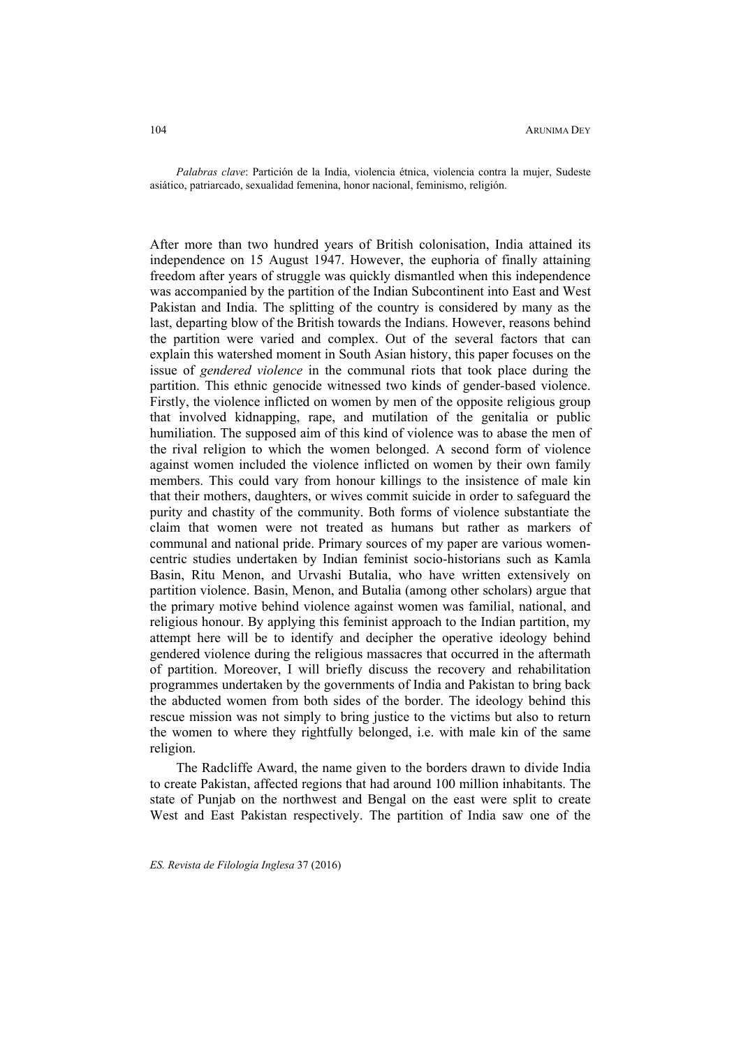*Palabras clave*: Partición de la India, violencia étnica, violencia contra la mujer, Sudeste asiático, patriarcado, sexualidad femenina, honor nacional, feminismo, religión.

After more than two hundred years of British colonisation, India attained its independence on 15 August 1947. However, the euphoria of finally attaining freedom after years of struggle was quickly dismantled when this independence was accompanied by the partition of the Indian Subcontinent into East and West Pakistan and India. The splitting of the country is considered by many as the last, departing blow of the British towards the Indians. However, reasons behind the partition were varied and complex. Out of the several factors that can explain this watershed moment in South Asian history, this paper focuses on the issue of *gendered violence* in the communal riots that took place during the partition. This ethnic genocide witnessed two kinds of gender-based violence. Firstly, the violence inflicted on women by men of the opposite religious group that involved kidnapping, rape, and mutilation of the genitalia or public humiliation. The supposed aim of this kind of violence was to abase the men of the rival religion to which the women belonged. A second form of violence against women included the violence inflicted on women by their own family members. This could vary from honour killings to the insistence of male kin that their mothers, daughters, or wives commit suicide in order to safeguard the purity and chastity of the community. Both forms of violence substantiate the claim that women were not treated as humans but rather as markers of communal and national pride. Primary sources of my paper are various women-centric studies undertaken by Indian feminist socio-historians such as Kamla Basin, Ritu Menon, and Urvashi Butalia, who have written extensively on partition violence. Basin, Menon, and Butalia (among other scholars) argue that the primary motive behind violence against women was familial, national, and religious honour. By applying this feminist approach to the Indian partition, my attempt here will be to identify and decipher the operative ideology behind gendered violence during the religious massacres that occurred in the aftermath of partition. Moreover, I will briefly discuss the recovery and rehabilitation programmes undertaken by the governments of India and Pakistan to bring back the abducted women from both sides of the border. The ideology behind this rescue mission was not simply to bring justice to the victims but also to return the women to where they rightfully belonged, i.e. with male kin of the same religion.

The Radcliffe Award, the name given to the borders drawn to divide India to create Pakistan, affected regions that had around 100 million inhabitants. The state of Punjab on the northwest and Bengal on the east were split to create West and East Pakistan respectively. The partition of India saw one of the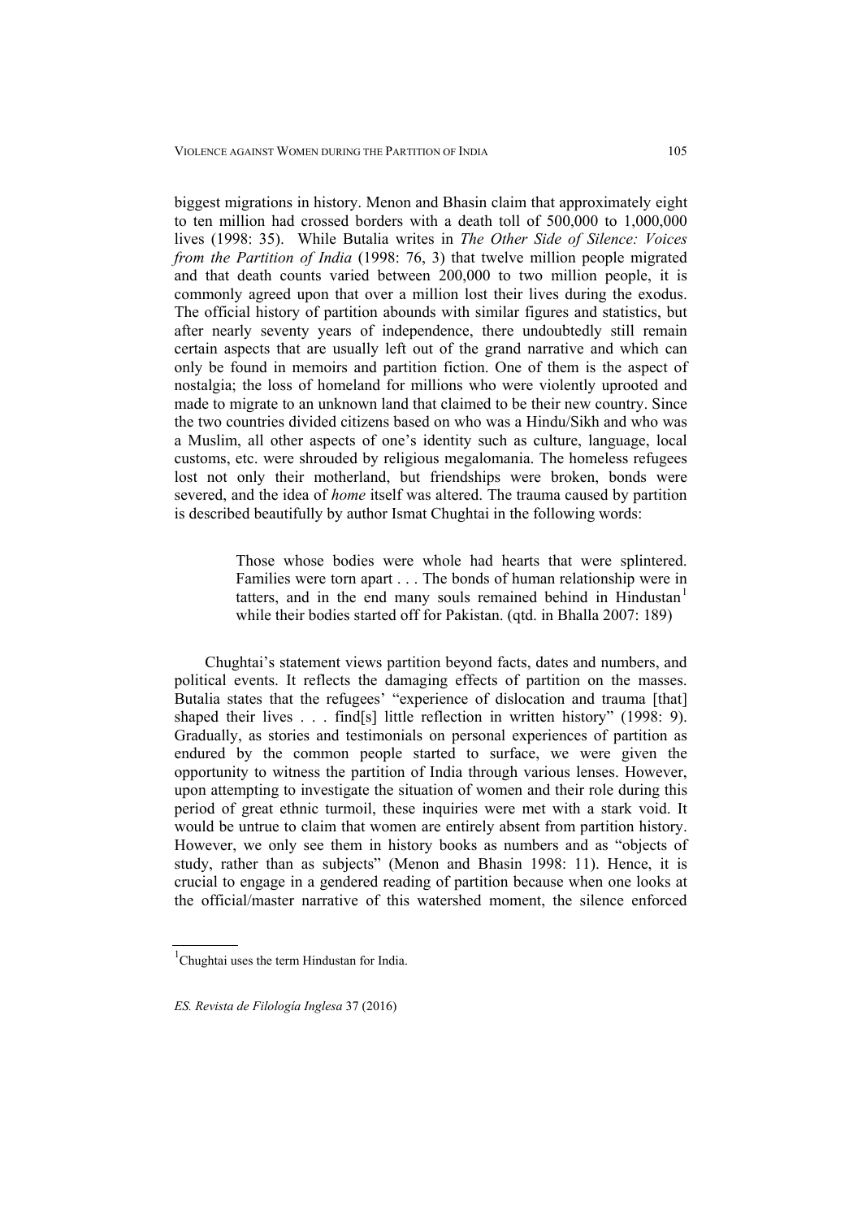biggest migrations in history. Menon and Bhasin claim that approximately eight to ten million had crossed borders with a death toll of 500,000 to 1,000,000 lives (1998: 35). While Butalia writes in *The Other Side of Silence: Voices from the Partition of India* (1998: 76, 3) that twelve million people migrated and that death counts varied between 200,000 to two million people, it is commonly agreed upon that over a million lost their lives during the exodus. The official history of partition abounds with similar figures and statistics, but after nearly seventy years of independence, there undoubtedly still remain certain aspects that are usually left out of the grand narrative and which can only be found in memoirs and partition fiction. One of them is the aspect of nostalgia; the loss of homeland for millions who were violently uprooted and made to migrate to an unknown land that claimed to be their new country. Since the two countries divided citizens based on who was a Hindu/Sikh and who was a Muslim, all other aspects of one's identity such as culture, language, local customs, etc. were shrouded by religious megalomania. The homeless refugees lost not only their motherland, but friendships were broken, bonds were severed, and the idea of *home* itself was altered. The trauma caused by partition is described beautifully by author Ismat Chughtai in the following words:

> Those whose bodies were whole had hearts that were splintered. Families were torn apart . . . The bonds of human relationship were in tatters, and in the end many souls remained behind in Hindustan[1] while their bodies started off for Pakistan. (qtd. in Bhalla 2007: 189)

Chughtai's statement views partition beyond facts, dates and numbers, and political events. It reflects the damaging effects of partition on the masses. Butalia states that the refugees' "experience of dislocation and trauma [that] shaped their lives . . . find[s] little reflection in written history" (1998: 9). Gradually, as stories and testimonials on personal experiences of partition as endured by the common people started to surface, we were given the opportunity to witness the partition of India through various lenses. However, upon attempting to investigate the situation of women and their role during this period of great ethnic turmoil, these inquiries were met with a stark void. It would be untrue to claim that women are entirely absent from partition history. However, we only see them in history books as numbers and as "objects of study, rather than as subjects" (Menon and Bhasin 1998: 11). Hence, it is crucial to engage in a gendered reading of partition because when one looks at the official/master narrative of this watershed moment, the silence enforced

[1] Chughtai uses the term Hindustan for India.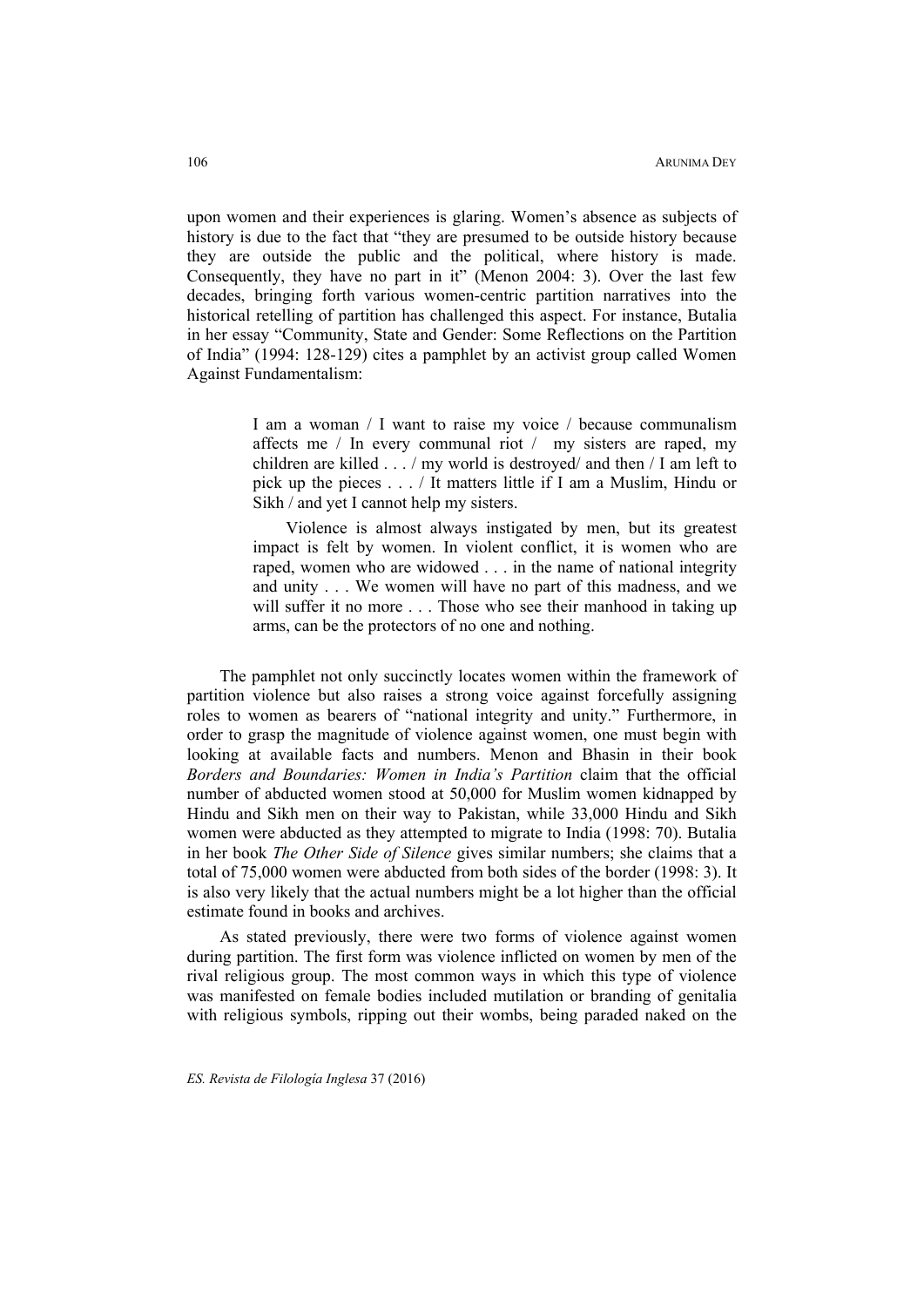upon women and their experiences is glaring. Women's absence as subjects of history is due to the fact that "they are presumed to be outside history because they are outside the public and the political, where history is made. Consequently, they have no part in it" (Menon 2004: 3). Over the last few decades, bringing forth various women-centric partition narratives into the historical retelling of partition has challenged this aspect. For instance, Butalia in her essay "Community, State and Gender: Some Reflections on the Partition of India" (1994: 128-129) cites a pamphlet by an activist group called Women Against Fundamentalism:

> I am a woman / I want to raise my voice / because communalism affects me / In every communal riot / my sisters are raped, my children are killed . . . / my world is destroyed/ and then / I am left to pick up the pieces . . . / It matters little if I am a Muslim, Hindu or Sikh / and yet I cannot help my sisters.
>
> Violence is almost always instigated by men, but its greatest impact is felt by women. In violent conflict, it is women who are raped, women who are widowed . . . in the name of national integrity and unity . . . We women will have no part of this madness, and we will suffer it no more . . . Those who see their manhood in taking up arms, can be the protectors of no one and nothing.

The pamphlet not only succinctly locates women within the framework of partition violence but also raises a strong voice against forcefully assigning roles to women as bearers of "national integrity and unity." Furthermore, in order to grasp the magnitude of violence against women, one must begin with looking at available facts and numbers. Menon and Bhasin in their book *Borders and Boundaries: Women in India's Partition* claim that the official number of abducted women stood at 50,000 for Muslim women kidnapped by Hindu and Sikh men on their way to Pakistan, while 33,000 Hindu and Sikh women were abducted as they attempted to migrate to India (1998: 70). Butalia in her book *The Other Side of Silence* gives similar numbers; she claims that a total of 75,000 women were abducted from both sides of the border (1998: 3). It is also very likely that the actual numbers might be a lot higher than the official estimate found in books and archives.

As stated previously, there were two forms of violence against women during partition. The first form was violence inflicted on women by men of the rival religious group. The most common ways in which this type of violence was manifested on female bodies included mutilation or branding of genitalia with religious symbols, ripping out their wombs, being paraded naked on the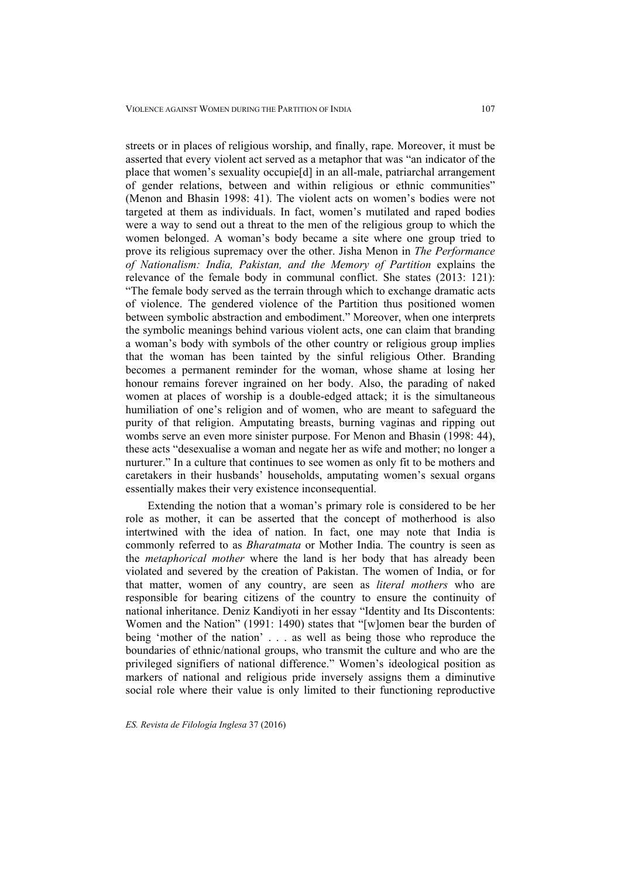streets or in places of religious worship, and finally, rape. Moreover, it must be asserted that every violent act served as a metaphor that was "an indicator of the place that women's sexuality occupie[d] in an all-male, patriarchal arrangement of gender relations, between and within religious or ethnic communities" (Menon and Bhasin 1998: 41). The violent acts on women's bodies were not targeted at them as individuals. In fact, women's mutilated and raped bodies were a way to send out a threat to the men of the religious group to which the women belonged. A woman's body became a site where one group tried to prove its religious supremacy over the other. Jisha Menon in *The Performance of Nationalism: India, Pakistan, and the Memory of Partition* explains the relevance of the female body in communal conflict. She states (2013: 121): "The female body served as the terrain through which to exchange dramatic acts of violence. The gendered violence of the Partition thus positioned women between symbolic abstraction and embodiment." Moreover, when one interprets the symbolic meanings behind various violent acts, one can claim that branding a woman's body with symbols of the other country or religious group implies that the woman has been tainted by the sinful religious Other. Branding becomes a permanent reminder for the woman, whose shame at losing her honour remains forever ingrained on her body. Also, the parading of naked women at places of worship is a double-edged attack; it is the simultaneous humiliation of one's religion and of women, who are meant to safeguard the purity of that religion. Amputating breasts, burning vaginas and ripping out wombs serve an even more sinister purpose. For Menon and Bhasin (1998: 44), these acts "desexualise a woman and negate her as wife and mother; no longer a nurturer." In a culture that continues to see women as only fit to be mothers and caretakers in their husbands' households, amputating women's sexual organs essentially makes their very existence inconsequential.

Extending the notion that a woman's primary role is considered to be her role as mother, it can be asserted that the concept of motherhood is also intertwined with the idea of nation. In fact, one may note that India is commonly referred to as *Bharatmata* or Mother India. The country is seen as the *metaphorical mother* where the land is her body that has already been violated and severed by the creation of Pakistan. The women of India, or for that matter, women of any country, are seen as *literal mothers* who are responsible for bearing citizens of the country to ensure the continuity of national inheritance. Deniz Kandiyoti in her essay "Identity and Its Discontents: Women and the Nation" (1991: 1490) states that "[w]omen bear the burden of being 'mother of the nation' . . . as well as being those who reproduce the boundaries of ethnic/national groups, who transmit the culture and who are the privileged signifiers of national difference." Women's ideological position as markers of national and religious pride inversely assigns them a diminutive social role where their value is only limited to their functioning reproductive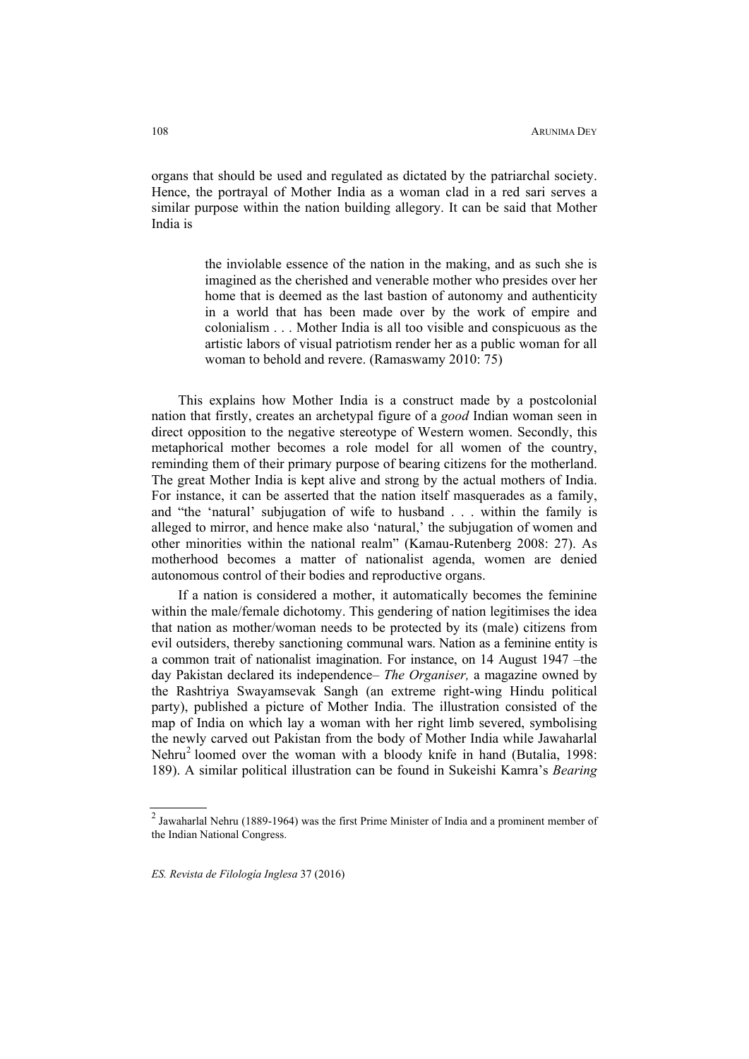organs that should be used and regulated as dictated by the patriarchal society. Hence, the portrayal of Mother India as a woman clad in a red sari serves a similar purpose within the nation building allegory. It can be said that Mother India is

> the inviolable essence of the nation in the making, and as such she is imagined as the cherished and venerable mother who presides over her home that is deemed as the last bastion of autonomy and authenticity in a world that has been made over by the work of empire and colonialism . . . Mother India is all too visible and conspicuous as the artistic labors of visual patriotism render her as a public woman for all woman to behold and revere. (Ramaswamy 2010: 75)

This explains how Mother India is a construct made by a postcolonial nation that firstly, creates an archetypal figure of a *good* Indian woman seen in direct opposition to the negative stereotype of Western women. Secondly, this metaphorical mother becomes a role model for all women of the country, reminding them of their primary purpose of bearing citizens for the motherland. The great Mother India is kept alive and strong by the actual mothers of India. For instance, it can be asserted that the nation itself masquerades as a family, and "the 'natural' subjugation of wife to husband . . . within the family is alleged to mirror, and hence make also 'natural,' the subjugation of women and other minorities within the national realm" (Kamau-Rutenberg 2008: 27). As motherhood becomes a matter of nationalist agenda, women are denied autonomous control of their bodies and reproductive organs.

If a nation is considered a mother, it automatically becomes the feminine within the male/female dichotomy. This gendering of nation legitimises the idea that nation as mother/woman needs to be protected by its (male) citizens from evil outsiders, thereby sanctioning communal wars. Nation as a feminine entity is a common trait of nationalist imagination. For instance, on 14 August 1947 –the day Pakistan declared its independence– *The Organiser,* a magazine owned by the Rashtriya Swayamsevak Sangh (an extreme right-wing Hindu political party), published a picture of Mother India. The illustration consisted of the map of India on which lay a woman with her right limb severed, symbolising the newly carved out Pakistan from the body of Mother India while Jawaharlal Nehru[2] loomed over the woman with a bloody knife in hand (Butalia, 1998: 189). A similar political illustration can be found in Sukeishi Kamra's *Bearing*

[2] Jawaharlal Nehru (1889-1964) was the first Prime Minister of India and a prominent member of the Indian National Congress.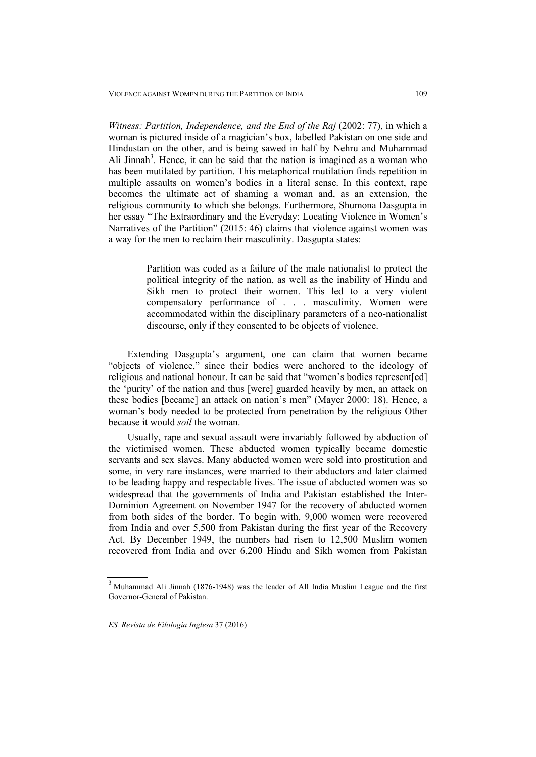*Witness: Partition, Independence, and the End of the Raj* (2002: 77), in which a woman is pictured inside of a magician's box, labelled Pakistan on one side and Hindustan on the other, and is being sawed in half by Nehru and Muhammad Ali Jinnah[3]. Hence, it can be said that the nation is imagined as a woman who has been mutilated by partition. This metaphorical mutilation finds repetition in multiple assaults on women's bodies in a literal sense. In this context, rape becomes the ultimate act of shaming a woman and, as an extension, the religious community to which she belongs. Furthermore, Shumona Dasgupta in her essay "The Extraordinary and the Everyday: Locating Violence in Women's Narratives of the Partition" (2015: 46) claims that violence against women was a way for the men to reclaim their masculinity. Dasgupta states:

> Partition was coded as a failure of the male nationalist to protect the political integrity of the nation, as well as the inability of Hindu and Sikh men to protect their women. This led to a very violent compensatory performance of . . . masculinity. Women were accommodated within the disciplinary parameters of a neo-nationalist discourse, only if they consented to be objects of violence.

Extending Dasgupta's argument, one can claim that women became "objects of violence," since their bodies were anchored to the ideology of religious and national honour. It can be said that "women's bodies represent[ed] the 'purity' of the nation and thus [were] guarded heavily by men, an attack on these bodies [became] an attack on nation's men" (Mayer 2000: 18). Hence, a woman's body needed to be protected from penetration by the religious Other because it would *soil* the woman.

Usually, rape and sexual assault were invariably followed by abduction of the victimised women. These abducted women typically became domestic servants and sex slaves. Many abducted women were sold into prostitution and some, in very rare instances, were married to their abductors and later claimed to be leading happy and respectable lives. The issue of abducted women was so widespread that the governments of India and Pakistan established the Inter-Dominion Agreement on November 1947 for the recovery of abducted women from both sides of the border. To begin with, 9,000 women were recovered from India and over 5,500 from Pakistan during the first year of the Recovery Act. By December 1949, the numbers had risen to 12,500 Muslim women recovered from India and over 6,200 Hindu and Sikh women from Pakistan

[3] Muhammad Ali Jinnah (1876-1948) was the leader of All India Muslim League and the first Governor-General of Pakistan.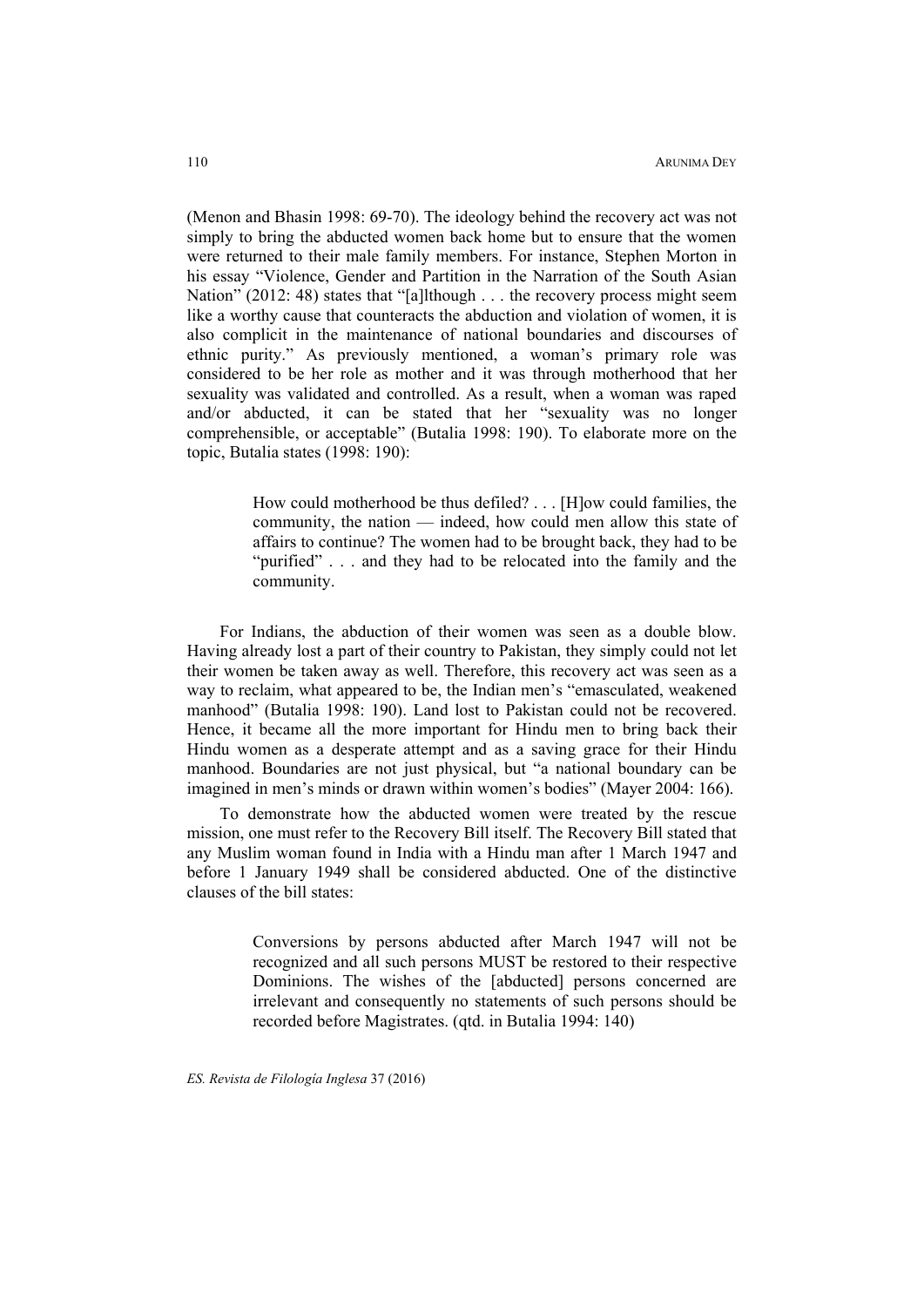(Menon and Bhasin 1998: 69-70). The ideology behind the recovery act was not simply to bring the abducted women back home but to ensure that the women were returned to their male family members. For instance, Stephen Morton in his essay "Violence, Gender and Partition in the Narration of the South Asian Nation" (2012: 48) states that "[a]lthough . . . the recovery process might seem like a worthy cause that counteracts the abduction and violation of women, it is also complicit in the maintenance of national boundaries and discourses of ethnic purity." As previously mentioned, a woman's primary role was considered to be her role as mother and it was through motherhood that her sexuality was validated and controlled. As a result, when a woman was raped and/or abducted, it can be stated that her "sexuality was no longer comprehensible, or acceptable" (Butalia 1998: 190). To elaborate more on the topic, Butalia states (1998: 190):

> How could motherhood be thus defiled? . . . [H]ow could families, the community, the nation — indeed, how could men allow this state of affairs to continue? The women had to be brought back, they had to be "purified" . . . and they had to be relocated into the family and the community.

For Indians, the abduction of their women was seen as a double blow. Having already lost a part of their country to Pakistan, they simply could not let their women be taken away as well. Therefore, this recovery act was seen as a way to reclaim, what appeared to be, the Indian men's "emasculated, weakened manhood" (Butalia 1998: 190). Land lost to Pakistan could not be recovered. Hence, it became all the more important for Hindu men to bring back their Hindu women as a desperate attempt and as a saving grace for their Hindu manhood. Boundaries are not just physical, but "a national boundary can be imagined in men's minds or drawn within women's bodies" (Mayer 2004: 166).

To demonstrate how the abducted women were treated by the rescue mission, one must refer to the Recovery Bill itself. The Recovery Bill stated that any Muslim woman found in India with a Hindu man after 1 March 1947 and before 1 January 1949 shall be considered abducted. One of the distinctive clauses of the bill states:

> Conversions by persons abducted after March 1947 will not be recognized and all such persons MUST be restored to their respective Dominions. The wishes of the [abducted] persons concerned are irrelevant and consequently no statements of such persons should be recorded before Magistrates. (qtd. in Butalia 1994: 140)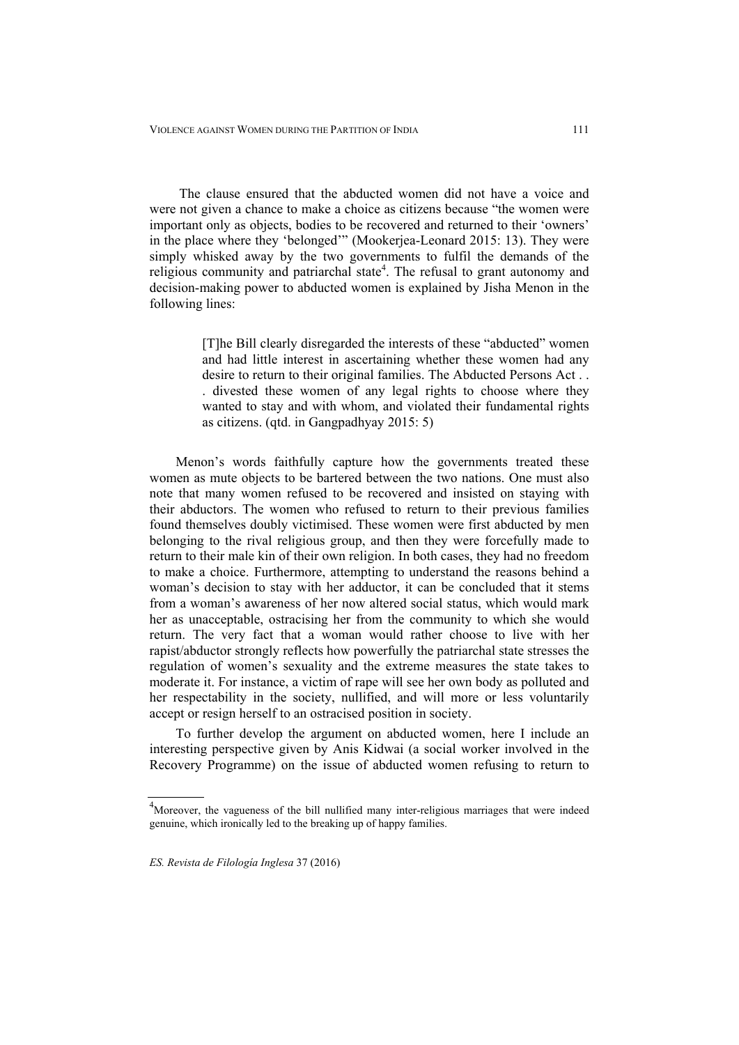The clause ensured that the abducted women did not have a voice and were not given a chance to make a choice as citizens because "the women were important only as objects, bodies to be recovered and returned to their 'owners' in the place where they 'belonged'" (Mookerjea-Leonard 2015: 13). They were simply whisked away by the two governments to fulfil the demands of the religious community and patriarchal state[4]. The refusal to grant autonomy and decision-making power to abducted women is explained by Jisha Menon in the following lines:

> [T]he Bill clearly disregarded the interests of these "abducted" women and had little interest in ascertaining whether these women had any desire to return to their original families. The Abducted Persons Act . . . divested these women of any legal rights to choose where they wanted to stay and with whom, and violated their fundamental rights as citizens. (qtd. in Gangpadhyay 2015: 5)

Menon's words faithfully capture how the governments treated these women as mute objects to be bartered between the two nations. One must also note that many women refused to be recovered and insisted on staying with their abductors. The women who refused to return to their previous families found themselves doubly victimised. These women were first abducted by men belonging to the rival religious group, and then they were forcefully made to return to their male kin of their own religion. In both cases, they had no freedom to make a choice. Furthermore, attempting to understand the reasons behind a woman's decision to stay with her adductor, it can be concluded that it stems from a woman's awareness of her now altered social status, which would mark her as unacceptable, ostracising her from the community to which she would return. The very fact that a woman would rather choose to live with her rapist/abductor strongly reflects how powerfully the patriarchal state stresses the regulation of women's sexuality and the extreme measures the state takes to moderate it. For instance, a victim of rape will see her own body as polluted and her respectability in the society, nullified, and will more or less voluntarily accept or resign herself to an ostracised position in society.

To further develop the argument on abducted women, here I include an interesting perspective given by Anis Kidwai (a social worker involved in the Recovery Programme) on the issue of abducted women refusing to return to

---

[4] Moreover, the vagueness of the bill nullified many inter-religious marriages that were indeed genuine, which ironically led to the breaking up of happy families.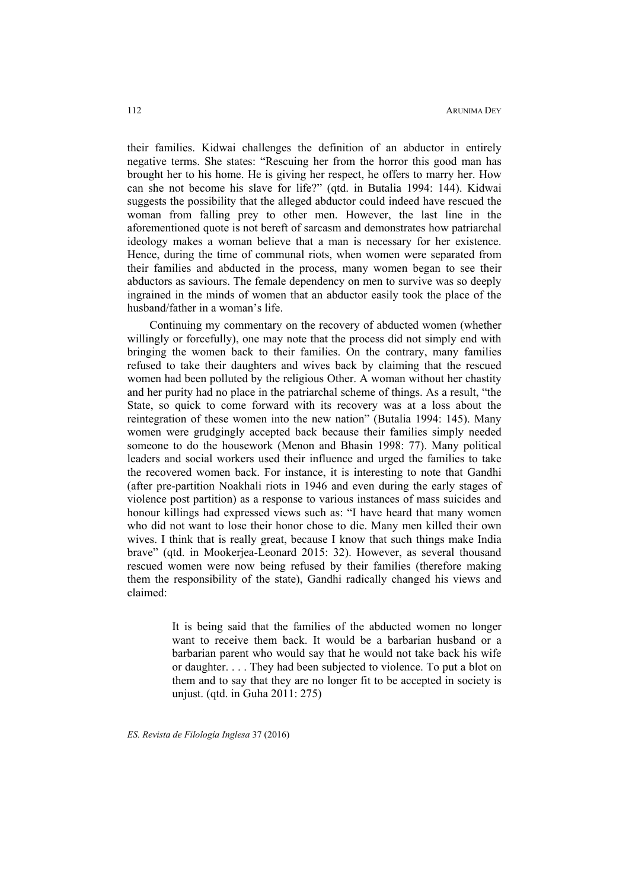their families. Kidwai challenges the definition of an abductor in entirely negative terms. She states: "Rescuing her from the horror this good man has brought her to his home. He is giving her respect, he offers to marry her. How can she not become his slave for life?" (qtd. in Butalia 1994: 144). Kidwai suggests the possibility that the alleged abductor could indeed have rescued the woman from falling prey to other men. However, the last line in the aforementioned quote is not bereft of sarcasm and demonstrates how patriarchal ideology makes a woman believe that a man is necessary for her existence. Hence, during the time of communal riots, when women were separated from their families and abducted in the process, many women began to see their abductors as saviours. The female dependency on men to survive was so deeply ingrained in the minds of women that an abductor easily took the place of the husband/father in a woman's life.

Continuing my commentary on the recovery of abducted women (whether willingly or forcefully), one may note that the process did not simply end with bringing the women back to their families. On the contrary, many families refused to take their daughters and wives back by claiming that the rescued women had been polluted by the religious Other. A woman without her chastity and her purity had no place in the patriarchal scheme of things. As a result, "the State, so quick to come forward with its recovery was at a loss about the reintegration of these women into the new nation" (Butalia 1994: 145). Many women were grudgingly accepted back because their families simply needed someone to do the housework (Menon and Bhasin 1998: 77). Many political leaders and social workers used their influence and urged the families to take the recovered women back. For instance, it is interesting to note that Gandhi (after pre-partition Noakhali riots in 1946 and even during the early stages of violence post partition) as a response to various instances of mass suicides and honour killings had expressed views such as: "I have heard that many women who did not want to lose their honor chose to die. Many men killed their own wives. I think that is really great, because I know that such things make India brave" (qtd. in Mookerjea-Leonard 2015: 32). However, as several thousand rescued women were now being refused by their families (therefore making them the responsibility of the state), Gandhi radically changed his views and claimed:

> It is being said that the families of the abducted women no longer want to receive them back. It would be a barbarian husband or a barbarian parent who would say that he would not take back his wife or daughter. . . . They had been subjected to violence. To put a blot on them and to say that they are no longer fit to be accepted in society is unjust. (qtd. in Guha 2011: 275)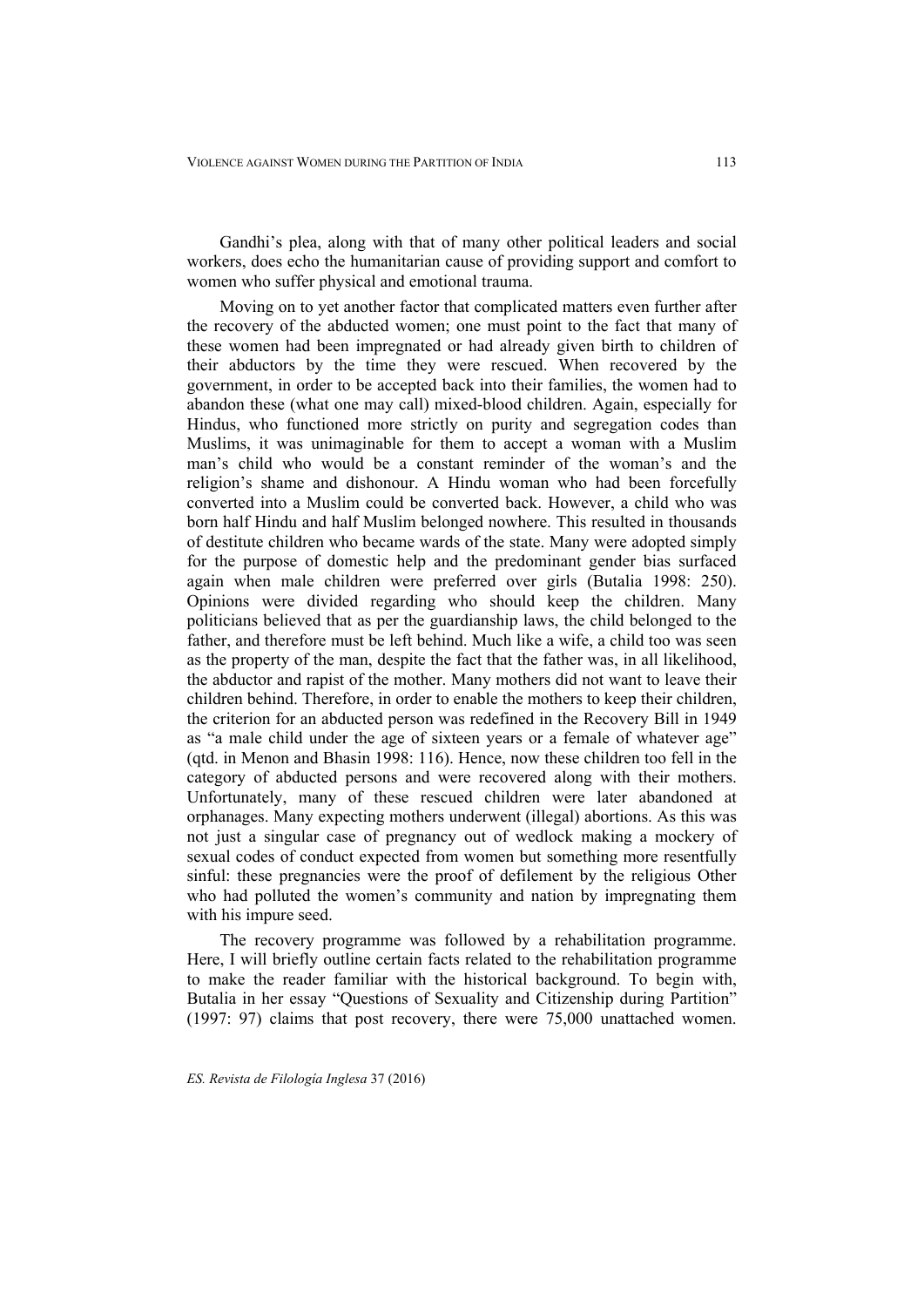Gandhi's plea, along with that of many other political leaders and social workers, does echo the humanitarian cause of providing support and comfort to women who suffer physical and emotional trauma.

Moving on to yet another factor that complicated matters even further after the recovery of the abducted women; one must point to the fact that many of these women had been impregnated or had already given birth to children of their abductors by the time they were rescued. When recovered by the government, in order to be accepted back into their families, the women had to abandon these (what one may call) mixed-blood children. Again, especially for Hindus, who functioned more strictly on purity and segregation codes than Muslims, it was unimaginable for them to accept a woman with a Muslim man's child who would be a constant reminder of the woman's and the religion's shame and dishonour. A Hindu woman who had been forcefully converted into a Muslim could be converted back. However, a child who was born half Hindu and half Muslim belonged nowhere. This resulted in thousands of destitute children who became wards of the state. Many were adopted simply for the purpose of domestic help and the predominant gender bias surfaced again when male children were preferred over girls (Butalia 1998: 250). Opinions were divided regarding who should keep the children. Many politicians believed that as per the guardianship laws, the child belonged to the father, and therefore must be left behind. Much like a wife, a child too was seen as the property of the man, despite the fact that the father was, in all likelihood, the abductor and rapist of the mother. Many mothers did not want to leave their children behind. Therefore, in order to enable the mothers to keep their children, the criterion for an abducted person was redefined in the Recovery Bill in 1949 as "a male child under the age of sixteen years or a female of whatever age" (qtd. in Menon and Bhasin 1998: 116). Hence, now these children too fell in the category of abducted persons and were recovered along with their mothers. Unfortunately, many of these rescued children were later abandoned at orphanages. Many expecting mothers underwent (illegal) abortions. As this was not just a singular case of pregnancy out of wedlock making a mockery of sexual codes of conduct expected from women but something more resentfully sinful: these pregnancies were the proof of defilement by the religious Other who had polluted the women's community and nation by impregnating them with his impure seed.

The recovery programme was followed by a rehabilitation programme. Here, I will briefly outline certain facts related to the rehabilitation programme to make the reader familiar with the historical background. To begin with, Butalia in her essay "Questions of Sexuality and Citizenship during Partition" (1997: 97) claims that post recovery, there were 75,000 unattached women.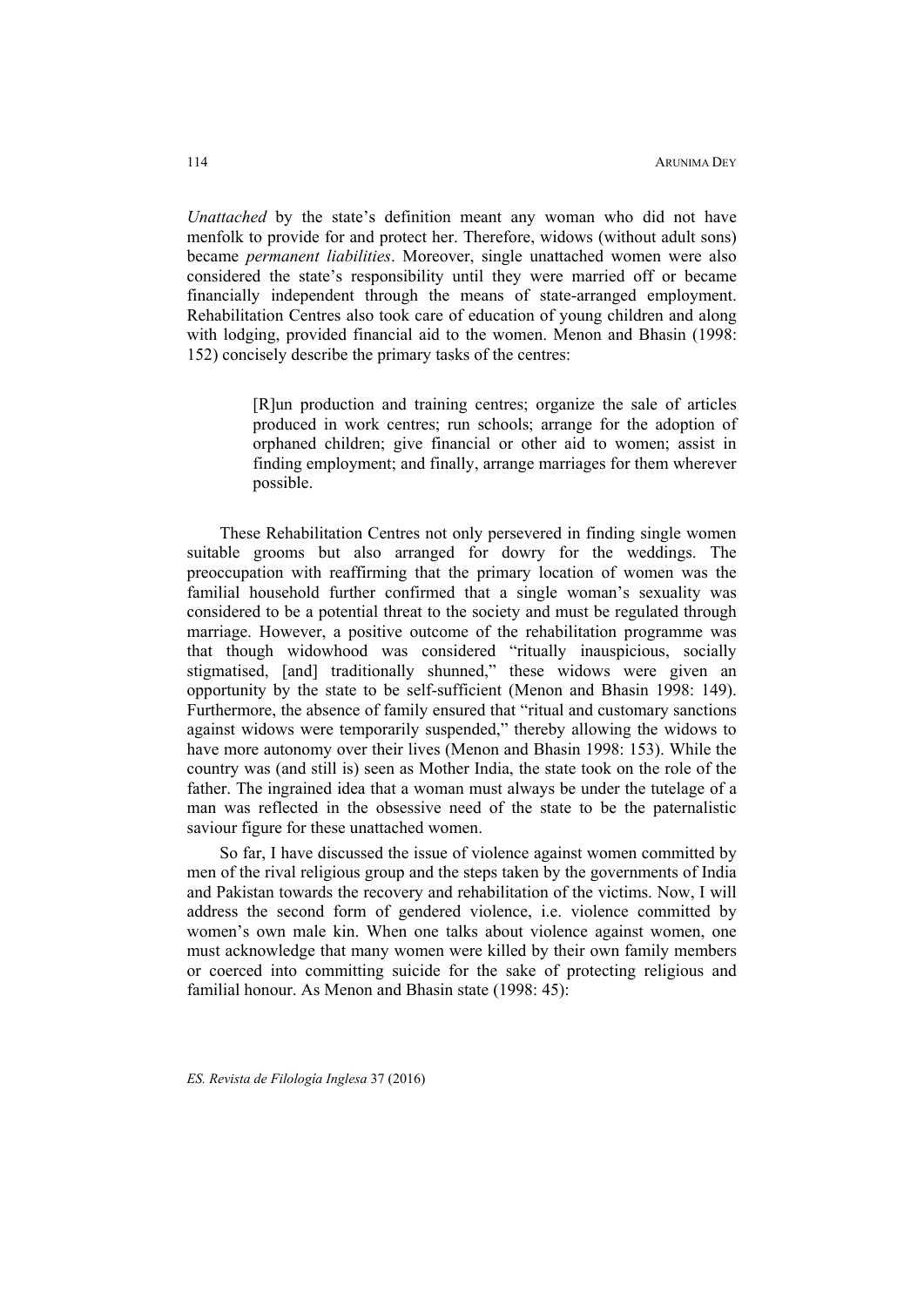*Unattached* by the state's definition meant any woman who did not have menfolk to provide for and protect her. Therefore, widows (without adult sons) became *permanent liabilities*. Moreover, single unattached women were also considered the state's responsibility until they were married off or became financially independent through the means of state-arranged employment. Rehabilitation Centres also took care of education of young children and along with lodging, provided financial aid to the women. Menon and Bhasin (1998: 152) concisely describe the primary tasks of the centres:

> [R]un production and training centres; organize the sale of articles produced in work centres; run schools; arrange for the adoption of orphaned children; give financial or other aid to women; assist in finding employment; and finally, arrange marriages for them wherever possible.

These Rehabilitation Centres not only persevered in finding single women suitable grooms but also arranged for dowry for the weddings. The preoccupation with reaffirming that the primary location of women was the familial household further confirmed that a single woman's sexuality was considered to be a potential threat to the society and must be regulated through marriage. However, a positive outcome of the rehabilitation programme was that though widowhood was considered "ritually inauspicious, socially stigmatised, [and] traditionally shunned," these widows were given an opportunity by the state to be self-sufficient (Menon and Bhasin 1998: 149). Furthermore, the absence of family ensured that "ritual and customary sanctions against widows were temporarily suspended," thereby allowing the widows to have more autonomy over their lives (Menon and Bhasin 1998: 153). While the country was (and still is) seen as Mother India, the state took on the role of the father. The ingrained idea that a woman must always be under the tutelage of a man was reflected in the obsessive need of the state to be the paternalistic saviour figure for these unattached women.

So far, I have discussed the issue of violence against women committed by men of the rival religious group and the steps taken by the governments of India and Pakistan towards the recovery and rehabilitation of the victims. Now, I will address the second form of gendered violence, i.e. violence committed by women's own male kin. When one talks about violence against women, one must acknowledge that many women were killed by their own family members or coerced into committing suicide for the sake of protecting religious and familial honour. As Menon and Bhasin state (1998: 45):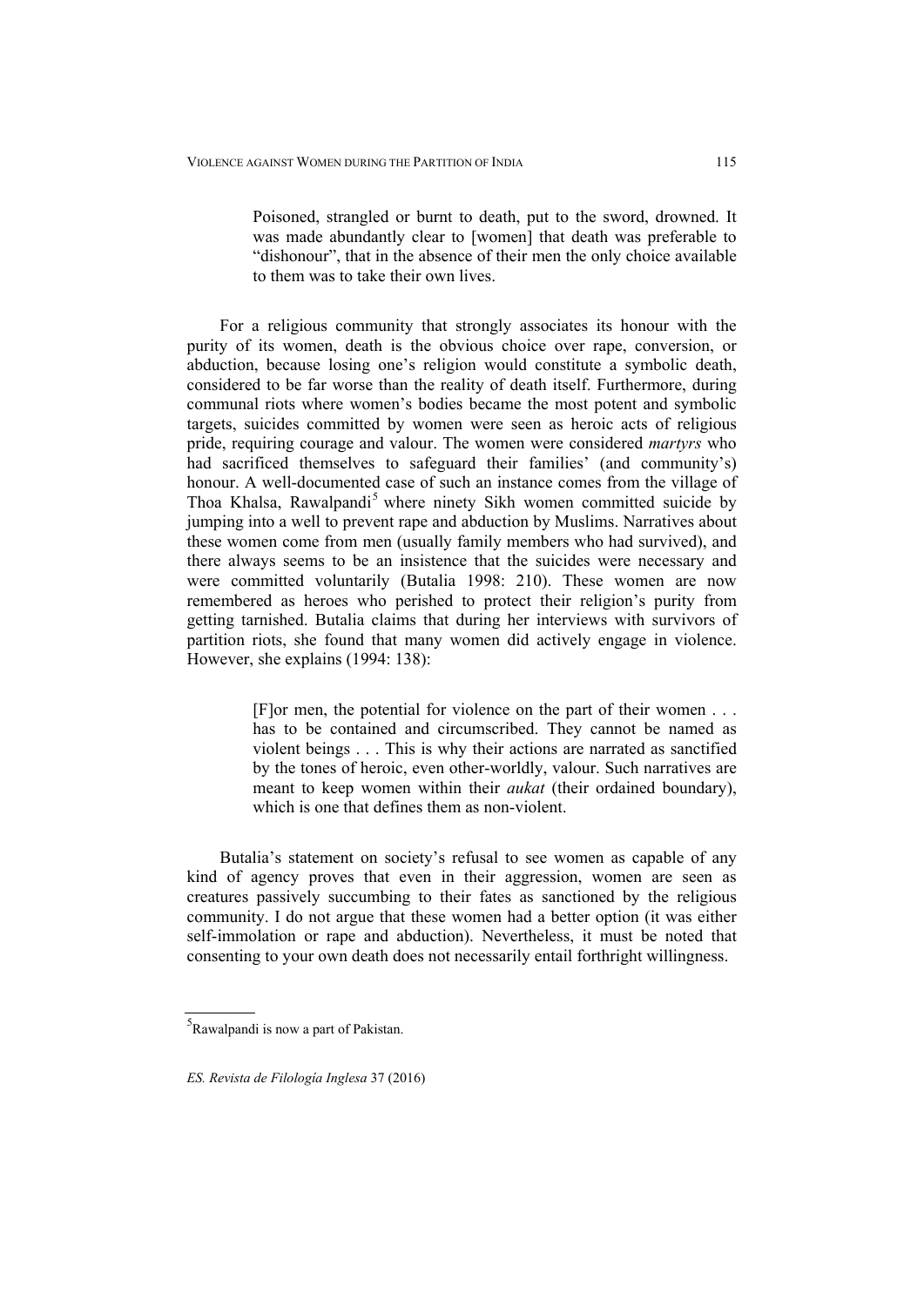> Poisoned, strangled or burnt to death, put to the sword, drowned. It was made abundantly clear to [women] that death was preferable to "dishonour", that in the absence of their men the only choice available to them was to take their own lives.

For a religious community that strongly associates its honour with the purity of its women, death is the obvious choice over rape, conversion, or abduction, because losing one's religion would constitute a symbolic death, considered to be far worse than the reality of death itself. Furthermore, during communal riots where women's bodies became the most potent and symbolic targets, suicides committed by women were seen as heroic acts of religious pride, requiring courage and valour. The women were considered *martyrs* who had sacrificed themselves to safeguard their families' (and community's) honour. A well-documented case of such an instance comes from the village of Thoa Khalsa, Rawalpandi[5] where ninety Sikh women committed suicide by jumping into a well to prevent rape and abduction by Muslims. Narratives about these women come from men (usually family members who had survived), and there always seems to be an insistence that the suicides were necessary and were committed voluntarily (Butalia 1998: 210). These women are now remembered as heroes who perished to protect their religion's purity from getting tarnished. Butalia claims that during her interviews with survivors of partition riots, she found that many women did actively engage in violence. However, she explains (1994: 138):

> [F]or men, the potential for violence on the part of their women . . . has to be contained and circumscribed. They cannot be named as violent beings . . . This is why their actions are narrated as sanctified by the tones of heroic, even other-worldly, valour. Such narratives are meant to keep women within their *aukat* (their ordained boundary), which is one that defines them as non-violent.

Butalia's statement on society's refusal to see women as capable of any kind of agency proves that even in their aggression, women are seen as creatures passively succumbing to their fates as sanctioned by the religious community. I do not argue that these women had a better option (it was either self-immolation or rape and abduction). Nevertheless, it must be noted that consenting to your own death does not necessarily entail forthright willingness.

---

[5] Rawalpandi is now a part of Pakistan.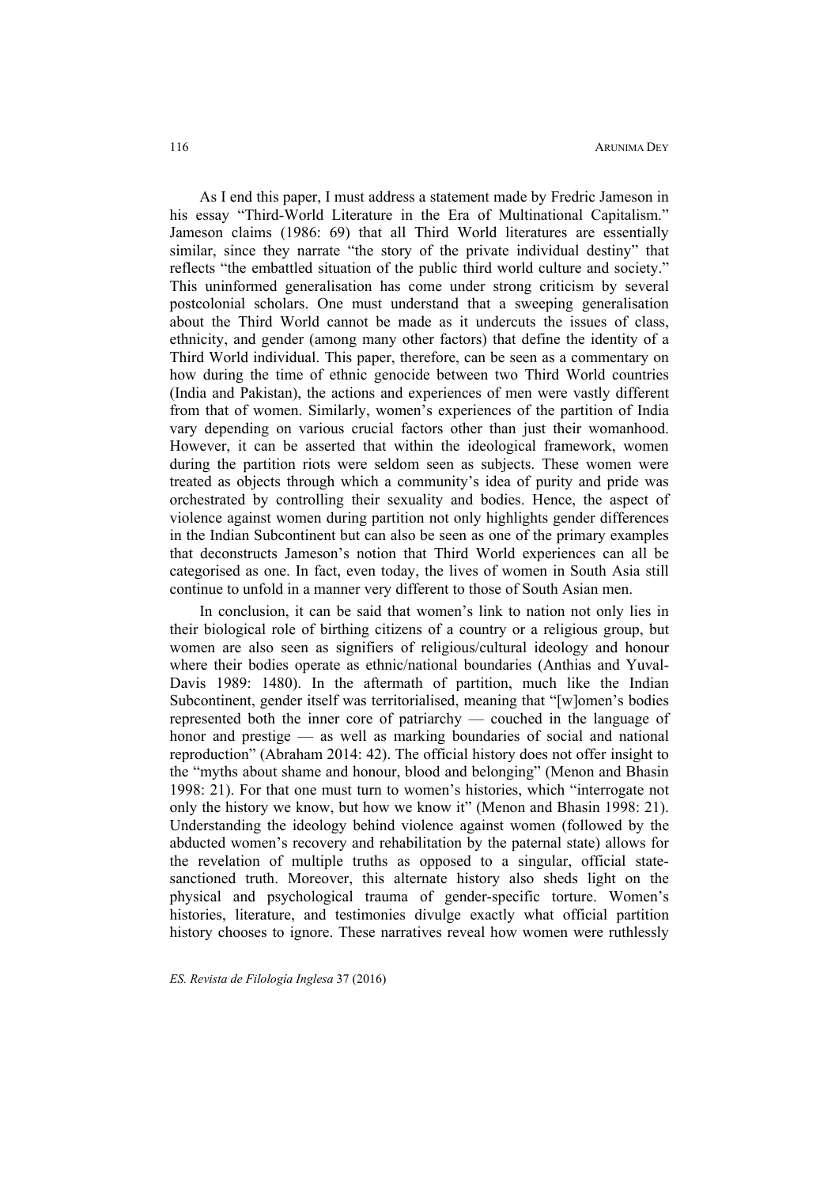As I end this paper, I must address a statement made by Fredric Jameson in his essay "Third-World Literature in the Era of Multinational Capitalism." Jameson claims (1986: 69) that all Third World literatures are essentially similar, since they narrate "the story of the private individual destiny" that reflects "the embattled situation of the public third world culture and society." This uninformed generalisation has come under strong criticism by several postcolonial scholars. One must understand that a sweeping generalisation about the Third World cannot be made as it undercuts the issues of class, ethnicity, and gender (among many other factors) that define the identity of a Third World individual. This paper, therefore, can be seen as a commentary on how during the time of ethnic genocide between two Third World countries (India and Pakistan), the actions and experiences of men were vastly different from that of women. Similarly, women's experiences of the partition of India vary depending on various crucial factors other than just their womanhood. However, it can be asserted that within the ideological framework, women during the partition riots were seldom seen as subjects. These women were treated as objects through which a community's idea of purity and pride was orchestrated by controlling their sexuality and bodies. Hence, the aspect of violence against women during partition not only highlights gender differences in the Indian Subcontinent but can also be seen as one of the primary examples that deconstructs Jameson's notion that Third World experiences can all be categorised as one. In fact, even today, the lives of women in South Asia still continue to unfold in a manner very different to those of South Asian men.

In conclusion, it can be said that women's link to nation not only lies in their biological role of birthing citizens of a country or a religious group, but women are also seen as signifiers of religious/cultural ideology and honour where their bodies operate as ethnic/national boundaries (Anthias and Yuval-Davis 1989: 1480). In the aftermath of partition, much like the Indian Subcontinent, gender itself was territorialised, meaning that "[w]omen's bodies represented both the inner core of patriarchy — couched in the language of honor and prestige — as well as marking boundaries of social and national reproduction" (Abraham 2014: 42). The official history does not offer insight to the "myths about shame and honour, blood and belonging" (Menon and Bhasin 1998: 21). For that one must turn to women's histories, which "interrogate not only the history we know, but how we know it" (Menon and Bhasin 1998: 21). Understanding the ideology behind violence against women (followed by the abducted women's recovery and rehabilitation by the paternal state) allows for the revelation of multiple truths as opposed to a singular, official state-sanctioned truth. Moreover, this alternate history also sheds light on the physical and psychological trauma of gender-specific torture. Women's histories, literature, and testimonies divulge exactly what official partition history chooses to ignore. These narratives reveal how women were ruthlessly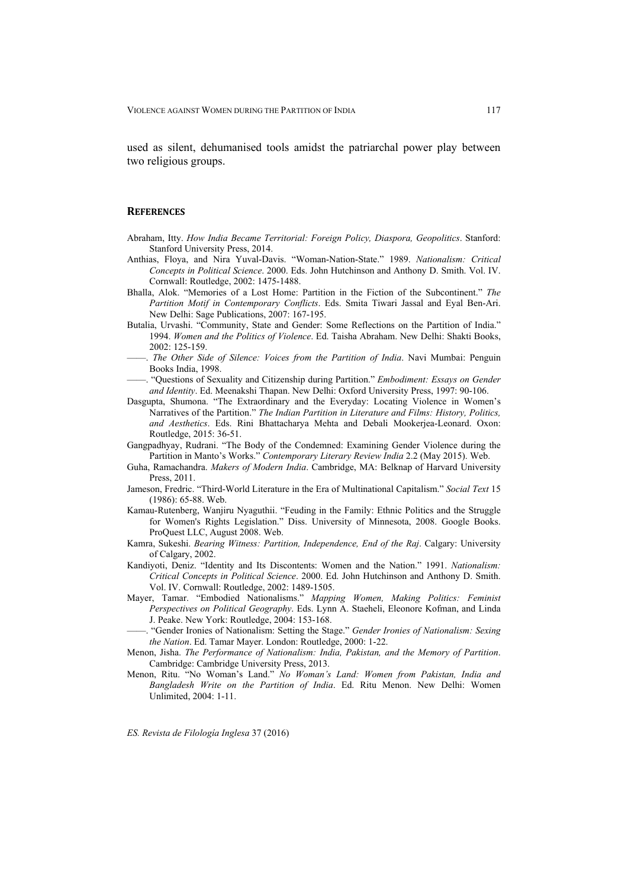used as silent, dehumanised tools amidst the patriarchal power play between two religious groups.

## REFERENCES

Abraham, Itty. *How India Became Territorial: Foreign Policy, Diaspora, Geopolitics*. Stanford: Stanford University Press, 2014.

Anthias, Floya, and Nira Yuval-Davis. "Woman-Nation-State." 1989. *Nationalism: Critical Concepts in Political Science*. 2000. Eds. John Hutchinson and Anthony D. Smith. Vol. IV. Cornwall: Routledge, 2002: 1475-1488.

Bhalla, Alok. "Memories of a Lost Home: Partition in the Fiction of the Subcontinent." *The Partition Motif in Contemporary Conflicts*. Eds. Smita Tiwari Jassal and Eyal Ben-Ari. New Delhi: Sage Publications, 2007: 167-195.

Butalia, Urvashi. "Community, State and Gender: Some Reflections on the Partition of India." 1994. *Women and the Politics of Violence*. Ed. Taisha Abraham. New Delhi: Shakti Books, 2002: 125-159.

——. *The Other Side of Silence: Voices from the Partition of India*. Navi Mumbai: Penguin Books India, 1998.

——. "Questions of Sexuality and Citizenship during Partition." *Embodiment: Essays on Gender and Identity*. Ed. Meenakshi Thapan. New Delhi: Oxford University Press, 1997: 90-106.

Dasgupta, Shumona. "The Extraordinary and the Everyday: Locating Violence in Women's Narratives of the Partition." *The Indian Partition in Literature and Films: History, Politics, and Aesthetics*. Eds. Rini Bhattacharya Mehta and Debali Mookerjea-Leonard. Oxon: Routledge, 2015: 36-51.

Gangpadhyay, Rudrani. "The Body of the Condemned: Examining Gender Violence during the Partition in Manto's Works." *Contemporary Literary Review India* 2.2 (May 2015). Web.

Guha, Ramachandra. *Makers of Modern India*. Cambridge, MA: Belknap of Harvard University Press, 2011.

Jameson, Fredric. "Third-World Literature in the Era of Multinational Capitalism." *Social Text* 15 (1986): 65-88. Web.

Kamau-Rutenberg, Wanjiru Nyaguthii. "Feuding in the Family: Ethnic Politics and the Struggle for Women's Rights Legislation." Diss. University of Minnesota, 2008. Google Books. ProQuest LLC, August 2008. Web.

Kamra, Sukeshi. *Bearing Witness: Partition, Independence, End of the Raj*. Calgary: University of Calgary, 2002.

Kandiyoti, Deniz. "Identity and Its Discontents: Women and the Nation." 1991. *Nationalism: Critical Concepts in Political Science*. 2000. Ed. John Hutchinson and Anthony D. Smith. Vol. IV. Cornwall: Routledge, 2002: 1489-1505.

Mayer, Tamar. "Embodied Nationalisms." *Mapping Women, Making Politics: Feminist Perspectives on Political Geography*. Eds. Lynn A. Staeheli, Eleonore Kofman, and Linda J. Peake. New York: Routledge, 2004: 153-168.

——. "Gender Ironies of Nationalism: Setting the Stage." *Gender Ironies of Nationalism: Sexing the Nation*. Ed. Tamar Mayer. London: Routledge, 2000: 1-22.

Menon, Jisha. *The Performance of Nationalism: India, Pakistan, and the Memory of Partition*. Cambridge: Cambridge University Press, 2013.

Menon, Ritu. "No Woman's Land." *No Woman's Land: Women from Pakistan, India and Bangladesh Write on the Partition of India*. Ed. Ritu Menon. New Delhi: Women Unlimited, 2004: 1-11.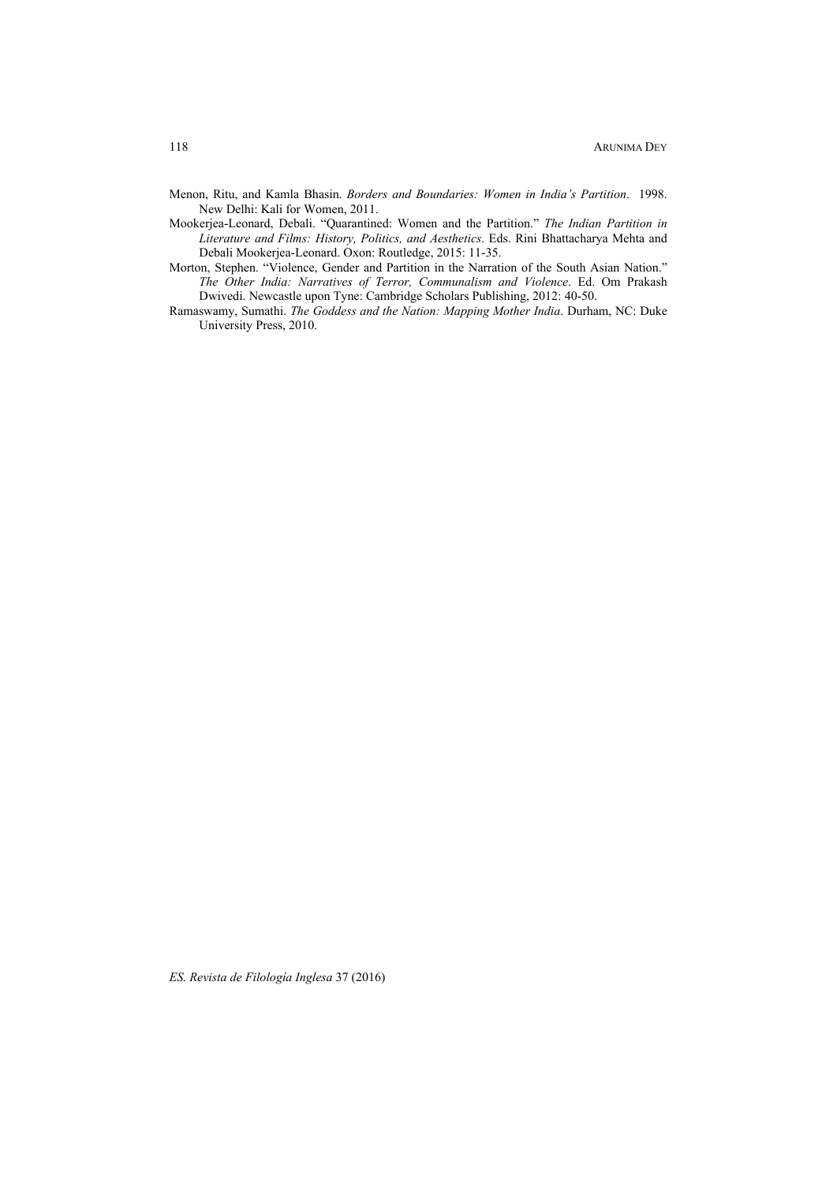Menon, Ritu, and Kamla Bhasin. *Borders and Boundaries: Women in India's Partition*. 1998. New Delhi: Kali for Women, 2011.

Mookerjea-Leonard, Debali. "Quarantined: Women and the Partition." *The Indian Partition in Literature and Films: History, Politics, and Aesthetics*. Eds. Rini Bhattacharya Mehta and Debali Mookerjea-Leonard. Oxon: Routledge, 2015: 11-35.

Morton, Stephen. "Violence, Gender and Partition in the Narration of the South Asian Nation." *The Other India: Narratives of Terror, Communalism and Violence*. Ed. Om Prakash Dwivedi. Newcastle upon Tyne: Cambridge Scholars Publishing, 2012: 40-50.

Ramaswamy, Sumathi. *The Goddess and the Nation: Mapping Mother India*. Durham, NC: Duke University Press, 2010.